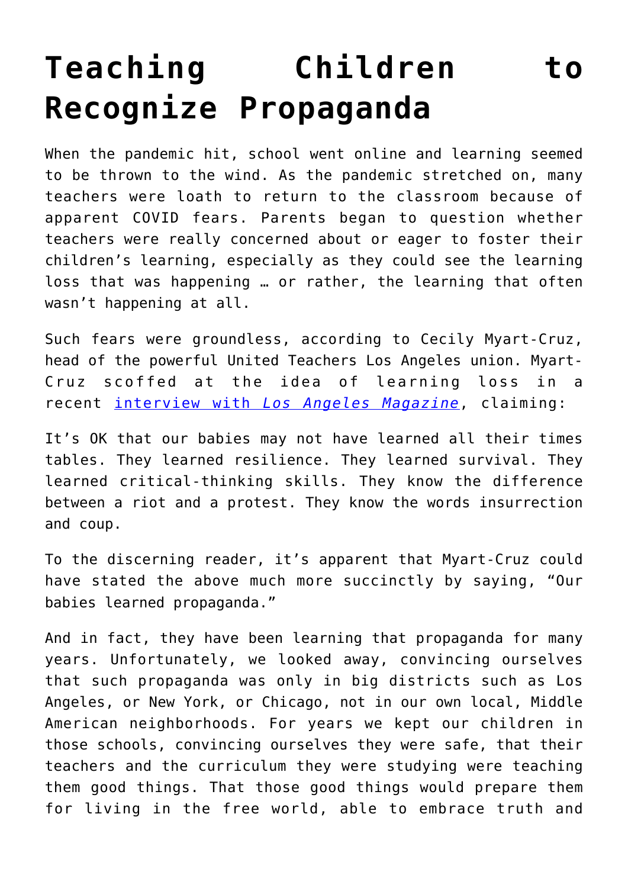# Teaching Children to Recognize Propaganda

When the pandemic hit, school went online and learning seemed to be thrown to the wind. As the pandemic stretched on, many teachers were loath to return to the classroom because of apparent COVID fears. Parents began to question whether teachers were really concerned about or eager to foster their children's learning, especially as they could see the learning loss that was happening … or rather, the learning that often wasn't happening at all.

Such fears were groundless, according to Cecily Myart-Cruz, head of the powerful United Teachers Los Angeles union. Myart-Cruz scoffed at the idea of learning loss in a recent [interview with *Los Angeles Magazine*](), claiming:

It's OK that our babies may not have learned all their times tables. They learned resilience. They learned survival. They learned critical-thinking skills. They know the difference between a riot and a protest. They know the words insurrection and coup.

To the discerning reader, it's apparent that Myart-Cruz could have stated the above much more succinctly by saying, "Our babies learned propaganda."

And in fact, they have been learning that propaganda for many years. Unfortunately, we looked away, convincing ourselves that such propaganda was only in big districts such as Los Angeles, or New York, or Chicago, not in our own local, Middle American neighborhoods. For years we kept our children in those schools, convincing ourselves they were safe, that their teachers and the curriculum they were studying were teaching them good things. That those good things would prepare them for living in the free world, able to embrace truth and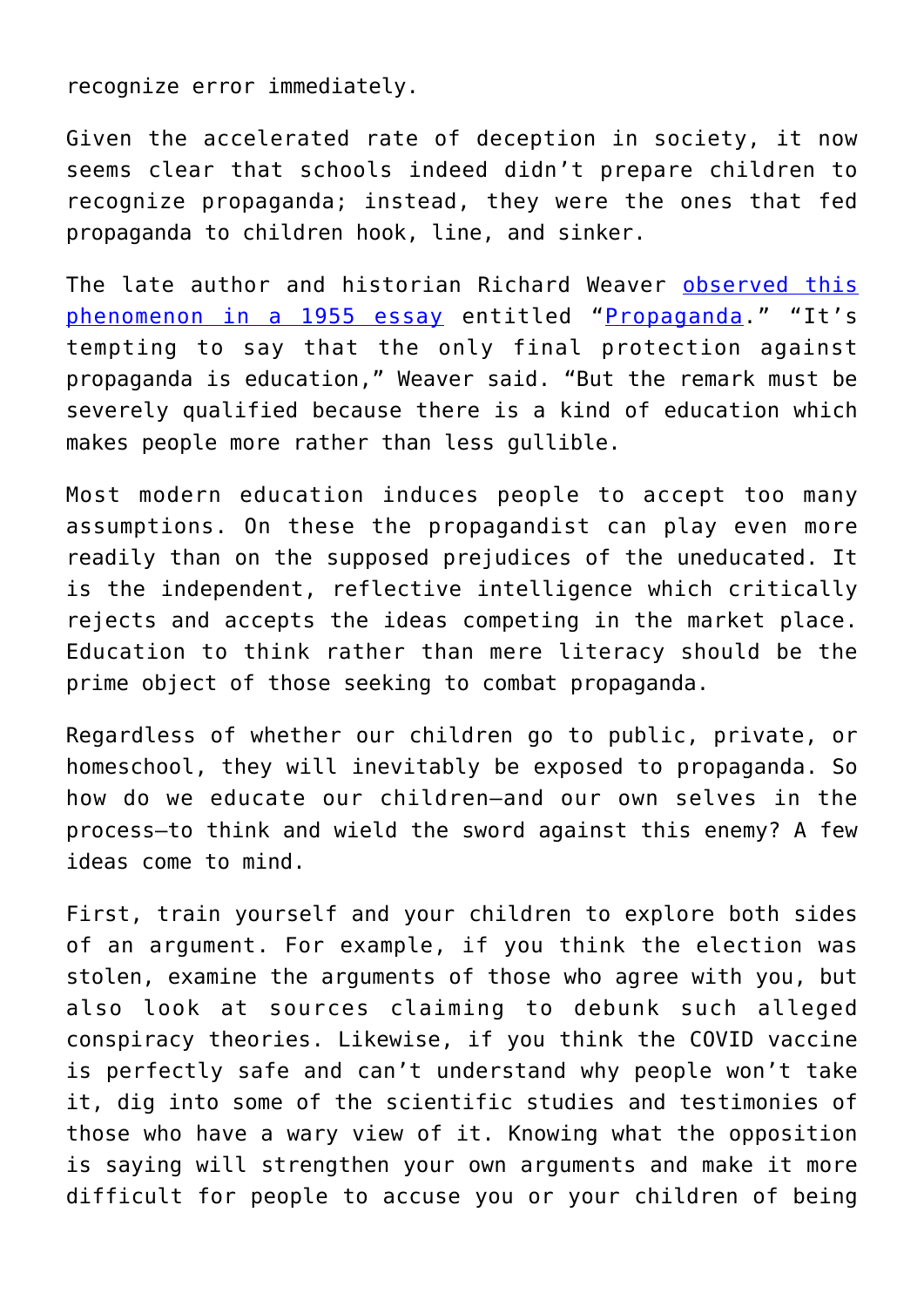recognize error immediately.

Given the accelerated rate of deception in society, it now seems clear that schools indeed didn't prepare children to recognize propaganda; instead, they were the ones that fed propaganda to children hook, line, and sinker.

The late author and historian Richard Weaver observed this phenomenon in a 1955 essay entitled "Propaganda." "It's tempting to say that the only final protection against propaganda is education," Weaver said. "But the remark must be severely qualified because there is a kind of education which makes people more rather than less gullible.

Most modern education induces people to accept too many assumptions. On these the propagandist can play even more readily than on the supposed prejudices of the uneducated. It is the independent, reflective intelligence which critically rejects and accepts the ideas competing in the market place. Education to think rather than mere literacy should be the prime object of those seeking to combat propaganda.

Regardless of whether our children go to public, private, or homeschool, they will inevitably be exposed to propaganda. So how do we educate our children—and our own selves in the process—to think and wield the sword against this enemy? A few ideas come to mind.

First, train yourself and your children to explore both sides of an argument. For example, if you think the election was stolen, examine the arguments of those who agree with you, but also look at sources claiming to debunk such alleged conspiracy theories. Likewise, if you think the COVID vaccine is perfectly safe and can't understand why people won't take it, dig into some of the scientific studies and testimonies of those who have a wary view of it. Knowing what the opposition is saying will strengthen your own arguments and make it more difficult for people to accuse you or your children of being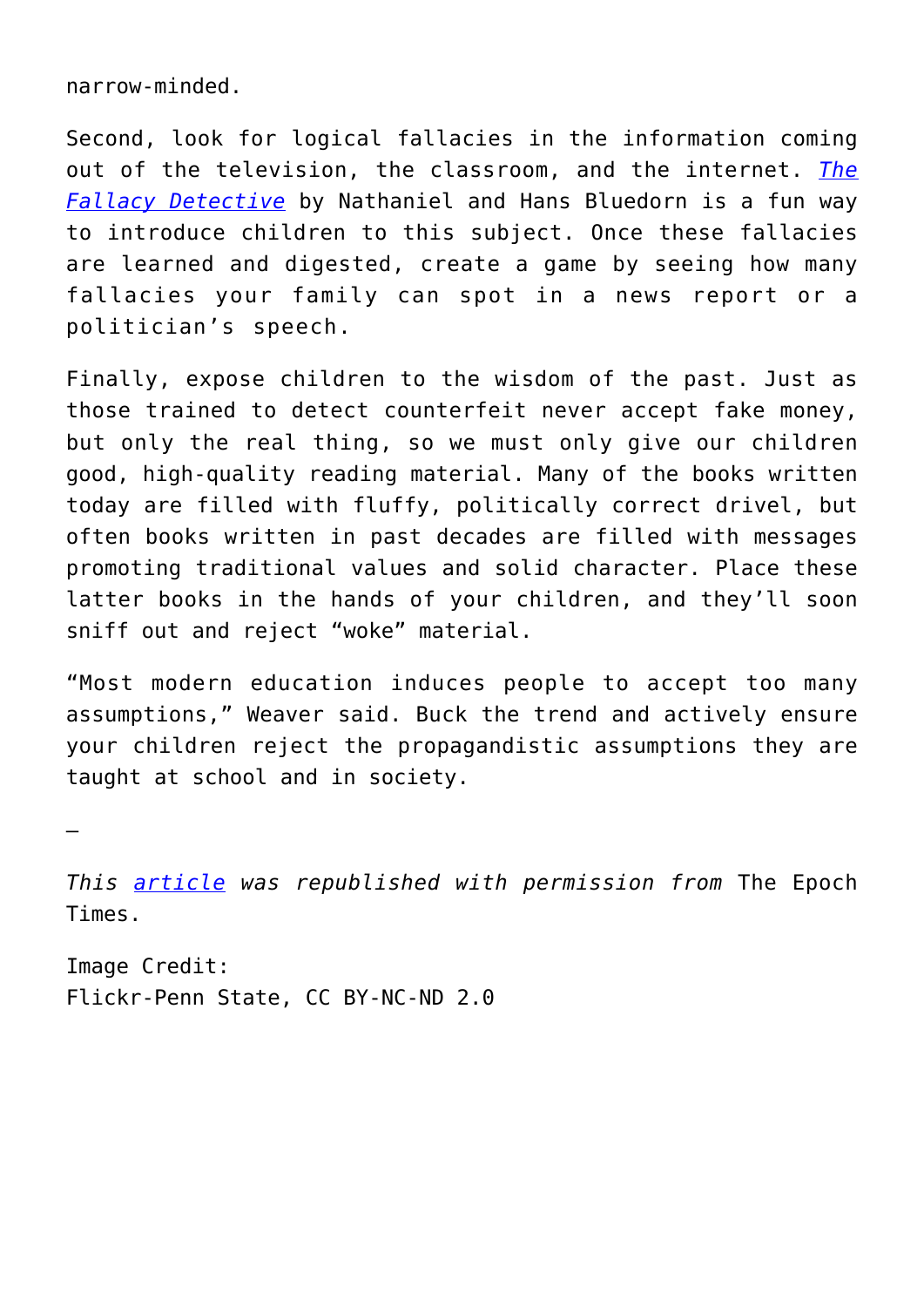narrow-minded.

Second, look for logical fallacies in the information coming out of the television, the classroom, and the internet. *The Fallacy Detective* by Nathaniel and Hans Bluedorn is a fun way to introduce children to this subject. Once these fallacies are learned and digested, create a game by seeing how many fallacies your family can spot in a news report or a politician's speech.

Finally, expose children to the wisdom of the past. Just as those trained to detect counterfeit never accept fake money, but only the real thing, so we must only give our children good, high-quality reading material. Many of the books written today are filled with fluffy, politically correct drivel, but often books written in past decades are filled with messages promoting traditional values and solid character. Place these latter books in the hands of your children, and they'll soon sniff out and reject "woke" material.

"Most modern education induces people to accept too many assumptions," Weaver said. Buck the trend and actively ensure your children reject the propagandistic assumptions they are taught at school and in society.

—

*This article was republished with permission from* The Epoch Times.

Image Credit:
Flickr-Penn State, CC BY-NC-ND 2.0